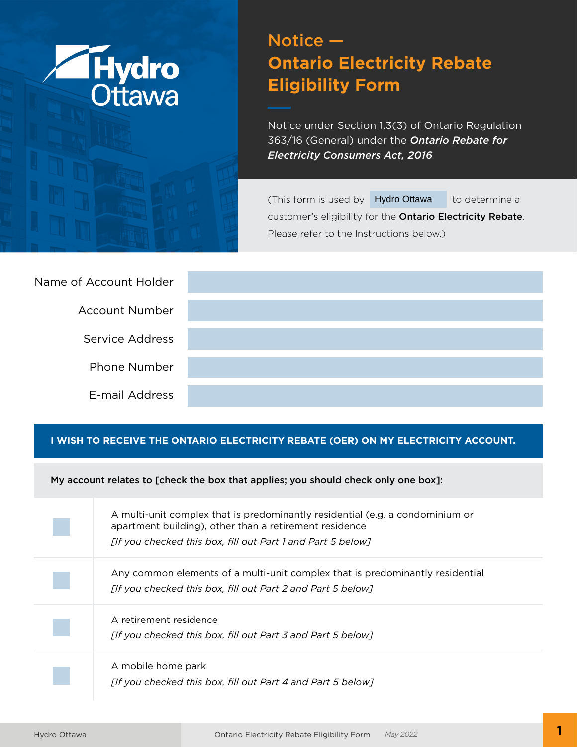Hydro Ottawa

# Notice — Ontario Electricity Rebate Eligibility Form

Notice under Section 1.3(3) of Ontario Regulation 363/16 (General) under the ***Ontario Rebate for Electricity Consumers Act, 2016***

(This form is used by Hydro Ottawa to determine a customer's eligibility for the **Ontario Electricity Rebate**. Please refer to the Instructions below.)

| | |
|---|---|
| Name of Account Holder | |
| Account Number | |
| Service Address | |
| Phone Number | |
| E-mail Address | |

**I WISH TO RECEIVE THE ONTARIO ELECTRICITY REBATE (OER) ON MY ELECTRICITY ACCOUNT.**

**My account relates to [check the box that applies; you should check only one box]:**

| | |
|---|---|
| ☐ | A multi-unit complex that is predominantly residential (e.g. a condominium or apartment building), other than a retirement residence *[If you checked this box, fill out Part 1 and Part 5 below]* |
| ☐ | Any common elements of a multi-unit complex that is predominantly residential *[If you checked this box, fill out Part 2 and Part 5 below]* |
| ☐ | A retirement residence *[If you checked this box, fill out Part 3 and Part 5 below]* |
| ☐ | A mobile home park *[If you checked this box, fill out Part 4 and Part 5 below]* |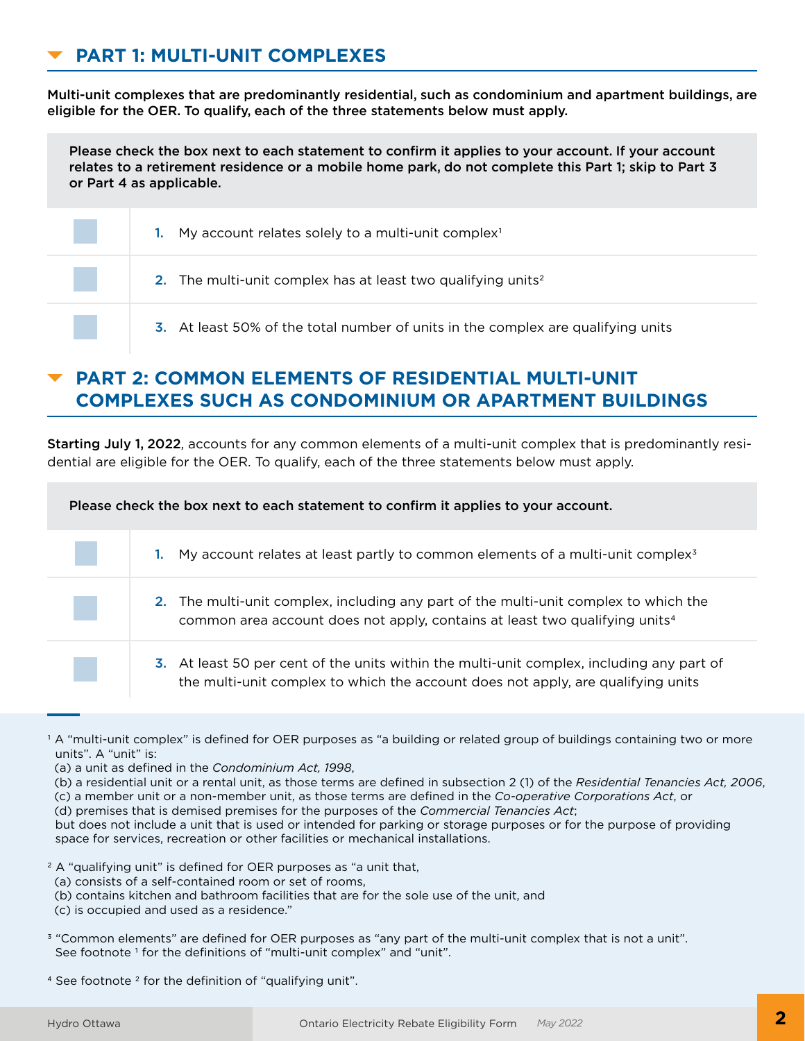## PART 1: MULTI-UNIT COMPLEXES

**Multi-unit complexes that are predominantly residential, such as condominium and apartment buildings, are eligible for the OER. To qualify, each of the three statements below must apply.**

**Please check the box next to each statement to confirm it applies to your account. If your account relates to a retirement residence or a mobile home park, do not complete this Part 1; skip to Part 3 or Part 4 as applicable.**

| | |
|---|---|
| ☐ | **1.** My account relates solely to a multi-unit complex[1] |
| ☐ | **2.** The multi-unit complex has at least two qualifying units[2] |
| ☐ | **3.** At least 50% of the total number of units in the complex are qualifying units |

## PART 2: COMMON ELEMENTS OF RESIDENTIAL MULTI-UNIT COMPLEXES SUCH AS CONDOMINIUM OR APARTMENT BUILDINGS

**Starting July 1, 2022**, accounts for any common elements of a multi-unit complex that is predominantly residential are eligible for the OER. To qualify, each of the three statements below must apply.

**Please check the box next to each statement to confirm it applies to your account.**

| | |
|---|---|
| ☐ | **1.** My account relates at least partly to common elements of a multi-unit complex[3] |
| ☐ | **2.** The multi-unit complex, including any part of the multi-unit complex to which the common area account does not apply, contains at least two qualifying units[4] |
| ☐ | **3.** At least 50 per cent of the units within the multi-unit complex, including any part of the multi-unit complex to which the account does not apply, are qualifying units |

---

[1] A "multi-unit complex" is defined for OER purposes as "a building or related group of buildings containing two or more units". A "unit" is:
(a) a unit as defined in the *Condominium Act, 1998*,
(b) a residential unit or a rental unit, as those terms are defined in subsection 2 (1) of the *Residential Tenancies Act, 2006*,
(c) a member unit or a non-member unit, as those terms are defined in the *Co-operative Corporations Act*, or
(d) premises that is demised premises for the purposes of the *Commercial Tenancies Act*;
but does not include a unit that is used or intended for parking or storage purposes or for the purpose of providing space for services, recreation or other facilities or mechanical installations.

[2] A "qualifying unit" is defined for OER purposes as "a unit that,
(a) consists of a self-contained room or set of rooms,
(b) contains kitchen and bathroom facilities that are for the sole use of the unit, and
(c) is occupied and used as a residence."

[3] "Common elements" are defined for OER purposes as "any part of the multi-unit complex that is not a unit". See footnote [1] for the definitions of "multi-unit complex" and "unit".

[4] See footnote [2] for the definition of "qualifying unit".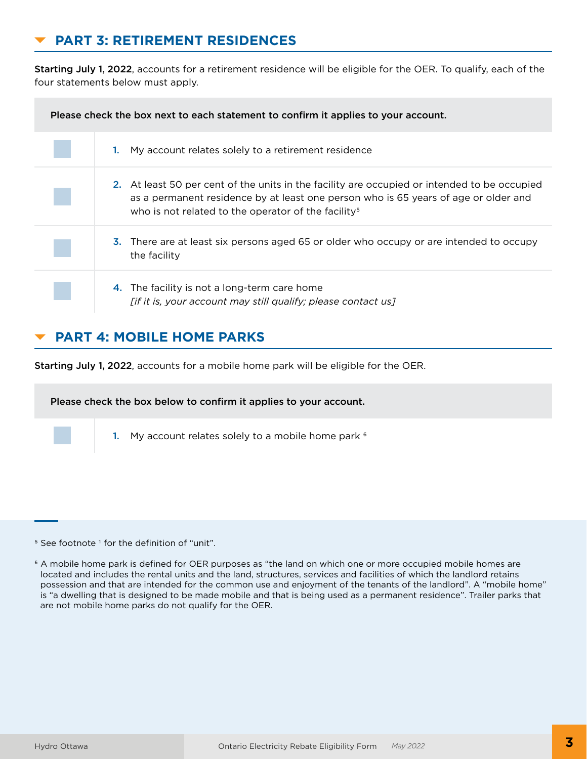## PART 3: RETIREMENT RESIDENCES

**Starting July 1, 2022**, accounts for a retirement residence will be eligible for the OER. To qualify, each of the four statements below must apply.

| **Please check the box next to each statement to confirm it applies to your account.** | |
|---|---|
| ☐ | 1. My account relates solely to a retirement residence |
| ☐ | 2. At least 50 per cent of the units in the facility are occupied or intended to be occupied as a permanent residence by at least one person who is 65 years of age or older and who is not related to the operator of the facility[5] |
| ☐ | 3. There are at least six persons aged 65 or older who occupy or are intended to occupy the facility |
| ☐ | 4. The facility is not a long-term care home *[if it is, your account may still qualify; please contact us]* |

## PART 4: MOBILE HOME PARKS

**Starting July 1, 2022**, accounts for a mobile home park will be eligible for the OER.

| **Please check the box below to confirm it applies to your account.** | |
|---|---|
| ☐ | 1. My account relates solely to a mobile home park [6] |

[5] See footnote [1] for the definition of "unit".

[6] A mobile home park is defined for OER purposes as "the land on which one or more occupied mobile homes are located and includes the rental units and the land, structures, services and facilities of which the landlord retains possession and that are intended for the common use and enjoyment of the tenants of the landlord". A "mobile home" is "a dwelling that is designed to be made mobile and that is being used as a permanent residence". Trailer parks that are not mobile home parks do not qualify for the OER.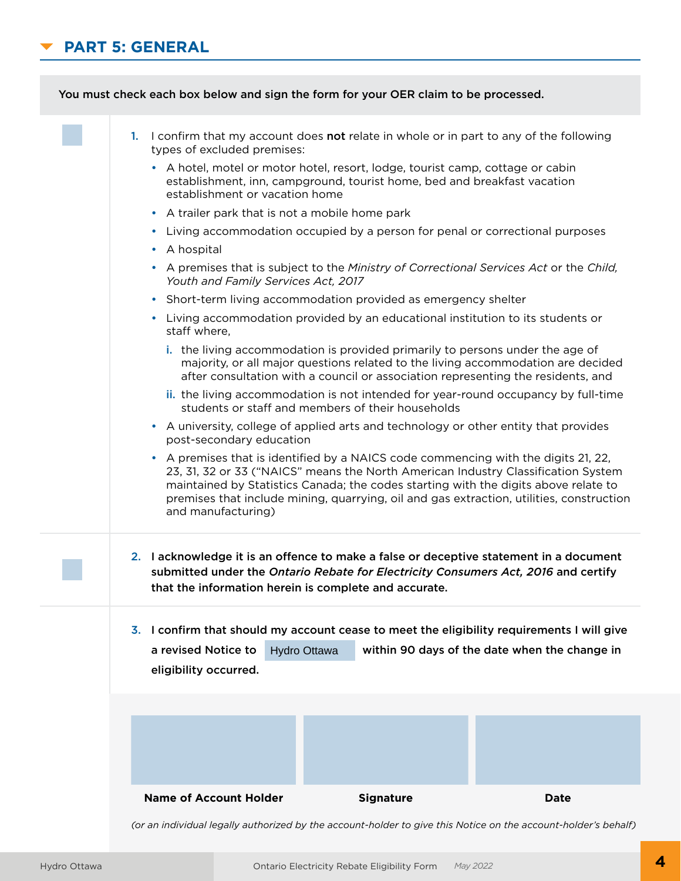## PART 5: GENERAL

**You must check each box below and sign the form for your OER claim to be processed.**

☐ 1. I confirm that my account does **not** relate in whole or in part to any of the following types of excluded premises:

- A hotel, motel or motor hotel, resort, lodge, tourist camp, cottage or cabin establishment, inn, campground, tourist home, bed and breakfast vacation establishment or vacation home
- A trailer park that is not a mobile home park
- Living accommodation occupied by a person for penal or correctional purposes
- A hospital
- A premises that is subject to the *Ministry of Correctional Services Act* or the *Child, Youth and Family Services Act, 2017*
- Short-term living accommodation provided as emergency shelter
- Living accommodation provided by an educational institution to its students or staff where,
  - i. the living accommodation is provided primarily to persons under the age of majority, or all major questions related to the living accommodation are decided after consultation with a council or association representing the residents, and
  - ii. the living accommodation is not intended for year-round occupancy by full-time students or staff and members of their households
- A university, college of applied arts and technology or other entity that provides post-secondary education
- A premises that is identified by a NAICS code commencing with the digits 21, 22, 23, 31, 32 or 33 ("NAICS" means the North American Industry Classification System maintained by Statistics Canada; the codes starting with the digits above relate to premises that include mining, quarrying, oil and gas extraction, utilities, construction and manufacturing)

☐ 2. **I acknowledge it is an offence to make a false or deceptive statement in a document submitted under the *Ontario Rebate for Electricity Consumers Act, 2016* and certify that the information herein is complete and accurate.**

3. **I confirm that should my account cease to meet the eligibility requirements I will give a revised Notice to** Hydro Ottawa **within 90 days of the date when the change in eligibility occurred.**

| Name of Account Holder | Signature | Date |
|---|---|---|
| | | |

*(or an individual legally authorized by the account-holder to give this Notice on the account-holder's behalf)*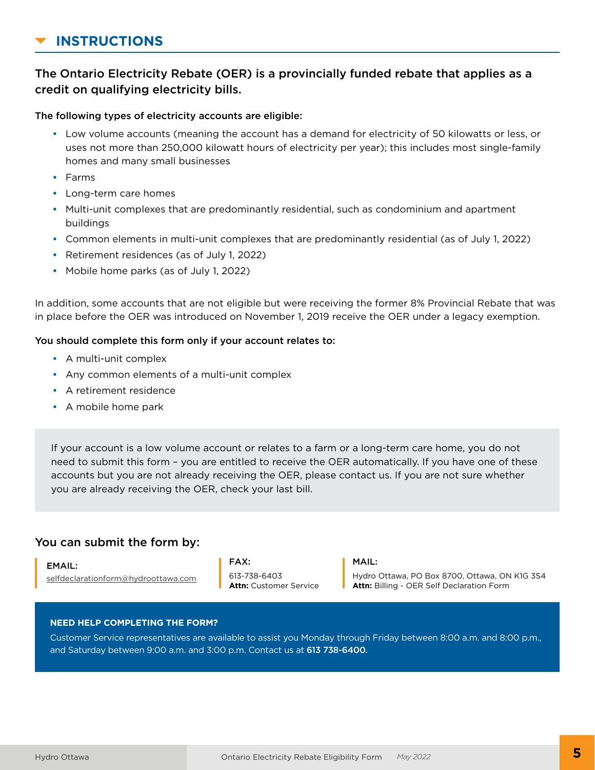## INSTRUCTIONS

**The Ontario Electricity Rebate (OER) is a provincially funded rebate that applies as a credit on qualifying electricity bills.**

**The following types of electricity accounts are eligible:**

- Low volume accounts (meaning the account has a demand for electricity of 50 kilowatts or less, or uses not more than 250,000 kilowatt hours of electricity per year); this includes most single-family homes and many small businesses
- Farms
- Long-term care homes
- Multi-unit complexes that are predominantly residential, such as condominium and apartment buildings
- Common elements in multi-unit complexes that are predominantly residential (as of July 1, 2022)
- Retirement residences (as of July 1, 2022)
- Mobile home parks (as of July 1, 2022)

In addition, some accounts that are not eligible but were receiving the former 8% Provincial Rebate that was in place before the OER was introduced on November 1, 2019 receive the OER under a legacy exemption.

**You should complete this form only if your account relates to:**

- A multi-unit complex
- Any common elements of a multi-unit complex
- A retirement residence
- A mobile home park

If your account is a low volume account or relates to a farm or a long-term care home, you do not need to submit this form – you are entitled to receive the OER automatically. If you have one of these accounts but you are not already receiving the OER, please contact us. If you are not sure whether you are already receiving the OER, check your last bill.

### You can submit the form by:

**EMAIL:**
selfdeclarationform@hydroottawa.com

**FAX:**
613-738-6403
**Attn:** Customer Service

**MAIL:**
Hydro Ottawa, PO Box 8700, Ottawa, ON K1G 3S4
**Attn:** Billing - OER Self Declaration Form

**NEED HELP COMPLETING THE FORM?**

Customer Service representatives are available to assist you Monday through Friday between 8:00 a.m. and 8:00 p.m., and Saturday between 9:00 a.m. and 3:00 p.m. Contact us at **613 738-6400.**